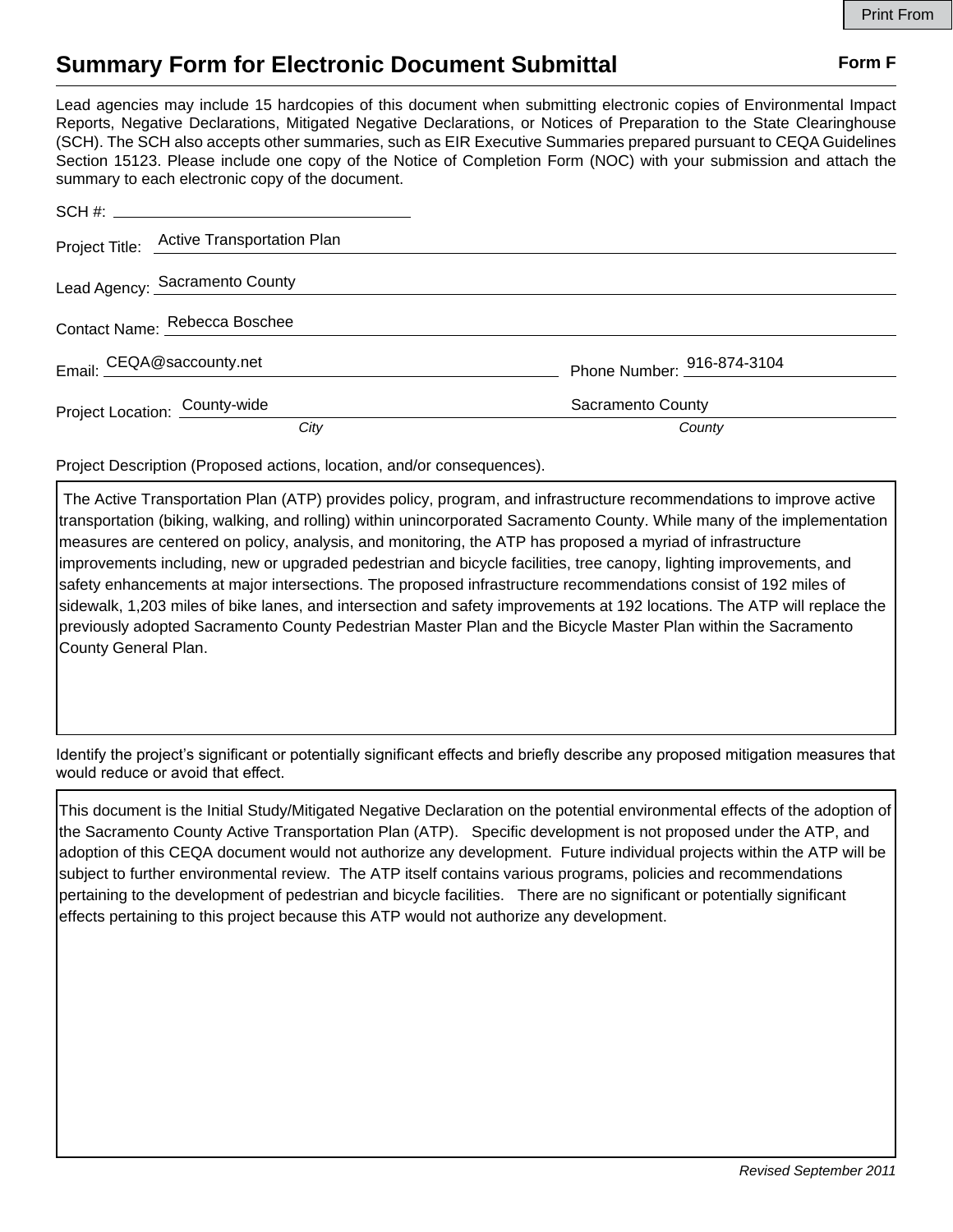Print From

# Summary Form for Electronic Document Submittal

**Form F**

Lead agencies may include 15 hardcopies of this document when submitting electronic copies of Environmental Impact Reports, Negative Declarations, Mitigated Negative Declarations, or Notices of Preparation to the State Clearinghouse (SCH). The SCH also accepts other summaries, such as EIR Executive Summaries prepared pursuant to CEQA Guidelines Section 15123. Please include one copy of the Notice of Completion Form (NOC) with your submission and attach the summary to each electronic copy of the document.

SCH #: 

Project Title: Active Transportation Plan

Lead Agency: Sacramento County

Contact Name: Rebecca Boschee

Email: CEQA@saccounty.net Phone Number: 916-874-3104

Project Location: County-wide (*City*) Sacramento County (*County*)

Project Description (Proposed actions, location, and/or consequences).

The Active Transportation Plan (ATP) provides policy, program, and infrastructure recommendations to improve active transportation (biking, walking, and rolling) within unincorporated Sacramento County. While many of the implementation measures are centered on policy, analysis, and monitoring, the ATP has proposed a myriad of infrastructure improvements including, new or upgraded pedestrian and bicycle facilities, tree canopy, lighting improvements, and safety enhancements at major intersections. The proposed infrastructure recommendations consist of 192 miles of sidewalk, 1,203 miles of bike lanes, and intersection and safety improvements at 192 locations. The ATP will replace the previously adopted Sacramento County Pedestrian Master Plan and the Bicycle Master Plan within the Sacramento County General Plan.

Identify the project's significant or potentially significant effects and briefly describe any proposed mitigation measures that would reduce or avoid that effect.

This document is the Initial Study/Mitigated Negative Declaration on the potential environmental effects of the adoption of the Sacramento County Active Transportation Plan (ATP). Specific development is not proposed under the ATP, and adoption of this CEQA document would not authorize any development. Future individual projects within the ATP will be subject to further environmental review. The ATP itself contains various programs, policies and recommendations pertaining to the development of pedestrian and bicycle facilities. There are no significant or potentially significant effects pertaining to this project because this ATP would not authorize any development.

*Revised September 2011*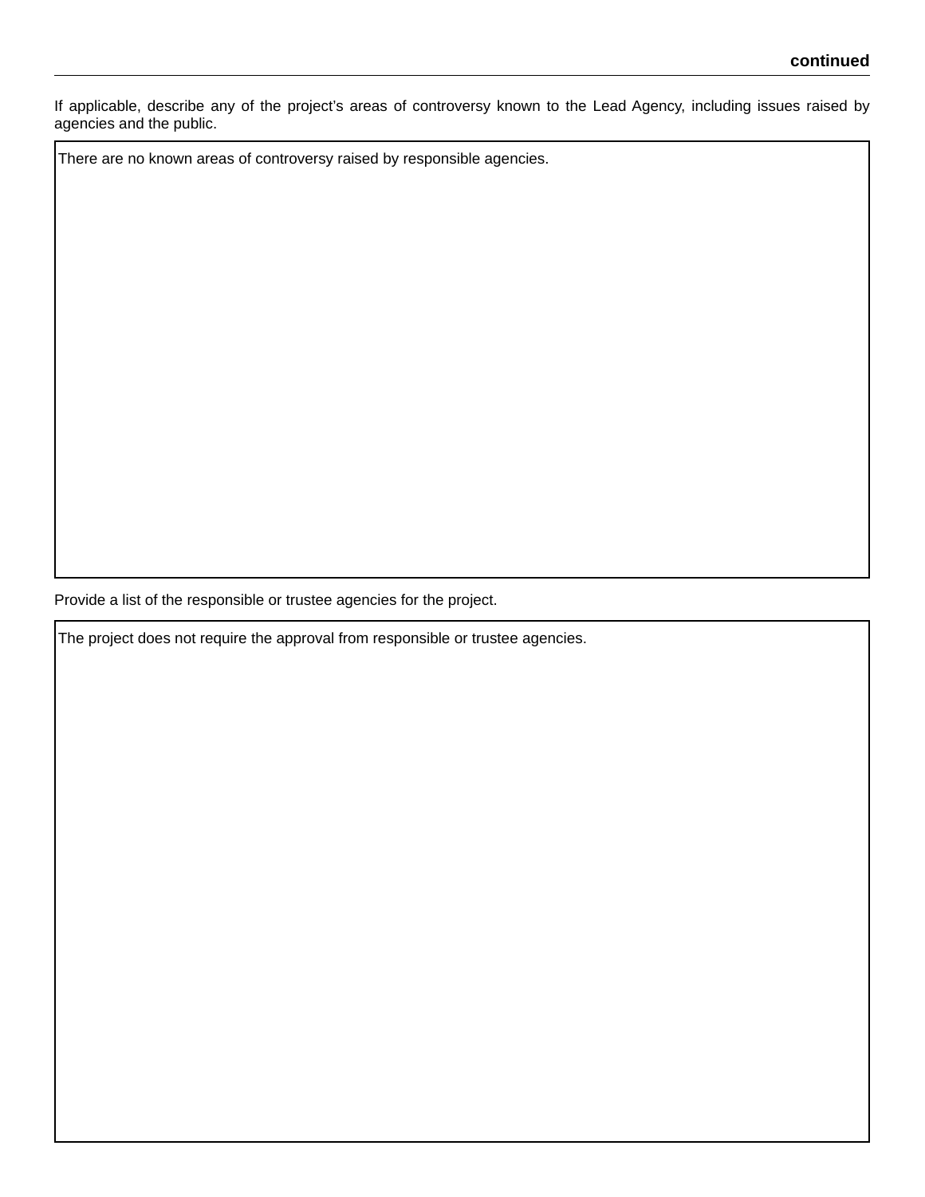**continued**

If applicable, describe any of the project's areas of controversy known to the Lead Agency, including issues raised by agencies and the public.

There are no known areas of controversy raised by responsible agencies.

Provide a list of the responsible or trustee agencies for the project.

The project does not require the approval from responsible or trustee agencies.